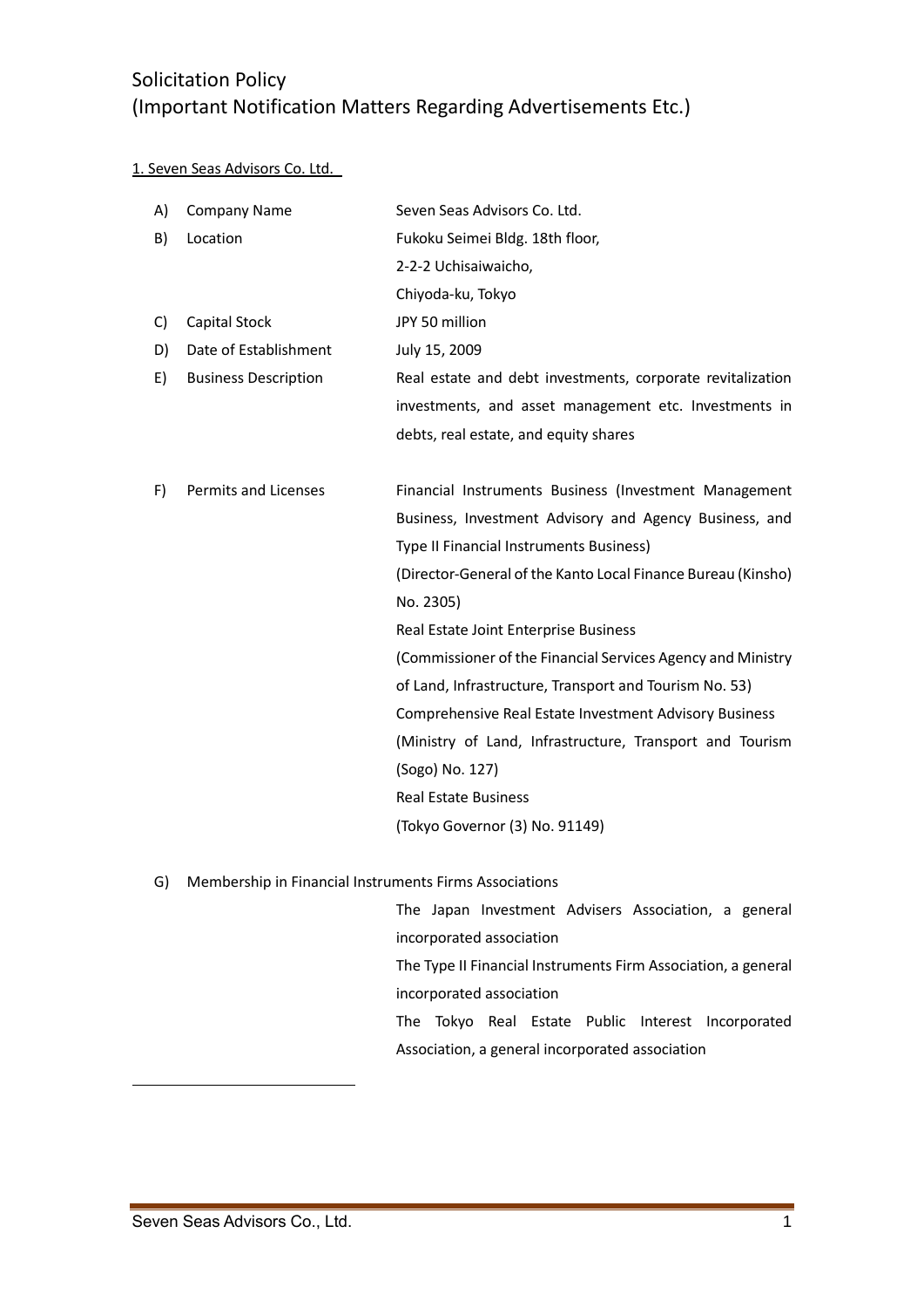# Solicitation Policy
# (Important Notification Matters Regarding Advertisements Etc.)

## 1. Seven Seas Advisors Co. Ltd.

| | | |
|---|---|---|
| A) | Company Name | Seven Seas Advisors Co. Ltd. |
| B) | Location | Fukoku Seimei Bldg. 18th floor,<br>2-2-2 Uchisaiwaicho,<br>Chiyoda-ku, Tokyo |
| C) | Capital Stock | JPY 50 million |
| D) | Date of Establishment | July 15, 2009 |
| E) | Business Description | Real estate and debt investments, corporate revitalization investments, and asset management etc. Investments in debts, real estate, and equity shares |
| F) | Permits and Licenses | Financial Instruments Business (Investment Management Business, Investment Advisory and Agency Business, and Type II Financial Instruments Business)<br>(Director-General of the Kanto Local Finance Bureau (Kinsho) No. 2305)<br>Real Estate Joint Enterprise Business<br>(Commissioner of the Financial Services Agency and Ministry of Land, Infrastructure, Transport and Tourism No. 53)<br>Comprehensive Real Estate Investment Advisory Business<br>(Ministry of Land, Infrastructure, Transport and Tourism (Sogo) No. 127)<br>Real Estate Business<br>(Tokyo Governor (3) No. 91149) |
| G) | Membership in Financial Instruments Firms Associations | The Japan Investment Advisers Association, a general incorporated association<br>The Type II Financial Instruments Firm Association, a general incorporated association<br>The Tokyo Real Estate Public Interest Incorporated Association, a general incorporated association |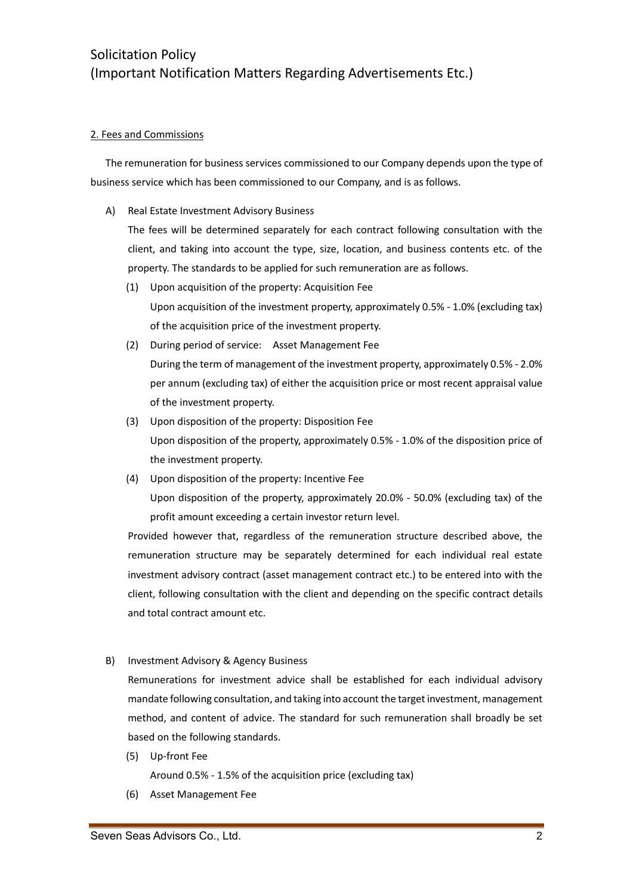# Solicitation Policy
# (Important Notification Matters Regarding Advertisements Etc.)

## 2. Fees and Commissions

The remuneration for business services commissioned to our Company depends upon the type of business service which has been commissioned to our Company, and is as follows.

A) Real Estate Investment Advisory Business

The fees will be determined separately for each contract following consultation with the client, and taking into account the type, size, location, and business contents etc. of the property. The standards to be applied for such remuneration are as follows.

(1) Upon acquisition of the property: Acquisition Fee

Upon acquisition of the investment property, approximately 0.5% - 1.0% (excluding tax) of the acquisition price of the investment property.

(2) During period of service: Asset Management Fee

During the term of management of the investment property, approximately 0.5% - 2.0% per annum (excluding tax) of either the acquisition price or most recent appraisal value of the investment property.

(3) Upon disposition of the property: Disposition Fee

Upon disposition of the property, approximately 0.5% - 1.0% of the disposition price of the investment property.

(4) Upon disposition of the property: Incentive Fee

Upon disposition of the property, approximately 20.0% - 50.0% (excluding tax) of the profit amount exceeding a certain investor return level.

Provided however that, regardless of the remuneration structure described above, the remuneration structure may be separately determined for each individual real estate investment advisory contract (asset management contract etc.) to be entered into with the client, following consultation with the client and depending on the specific contract details and total contract amount etc.

B) Investment Advisory & Agency Business

Remunerations for investment advice shall be established for each individual advisory mandate following consultation, and taking into account the target investment, management method, and content of advice. The standard for such remuneration shall broadly be set based on the following standards.

(5) Up-front Fee

Around 0.5% - 1.5% of the acquisition price (excluding tax)

(6) Asset Management Fee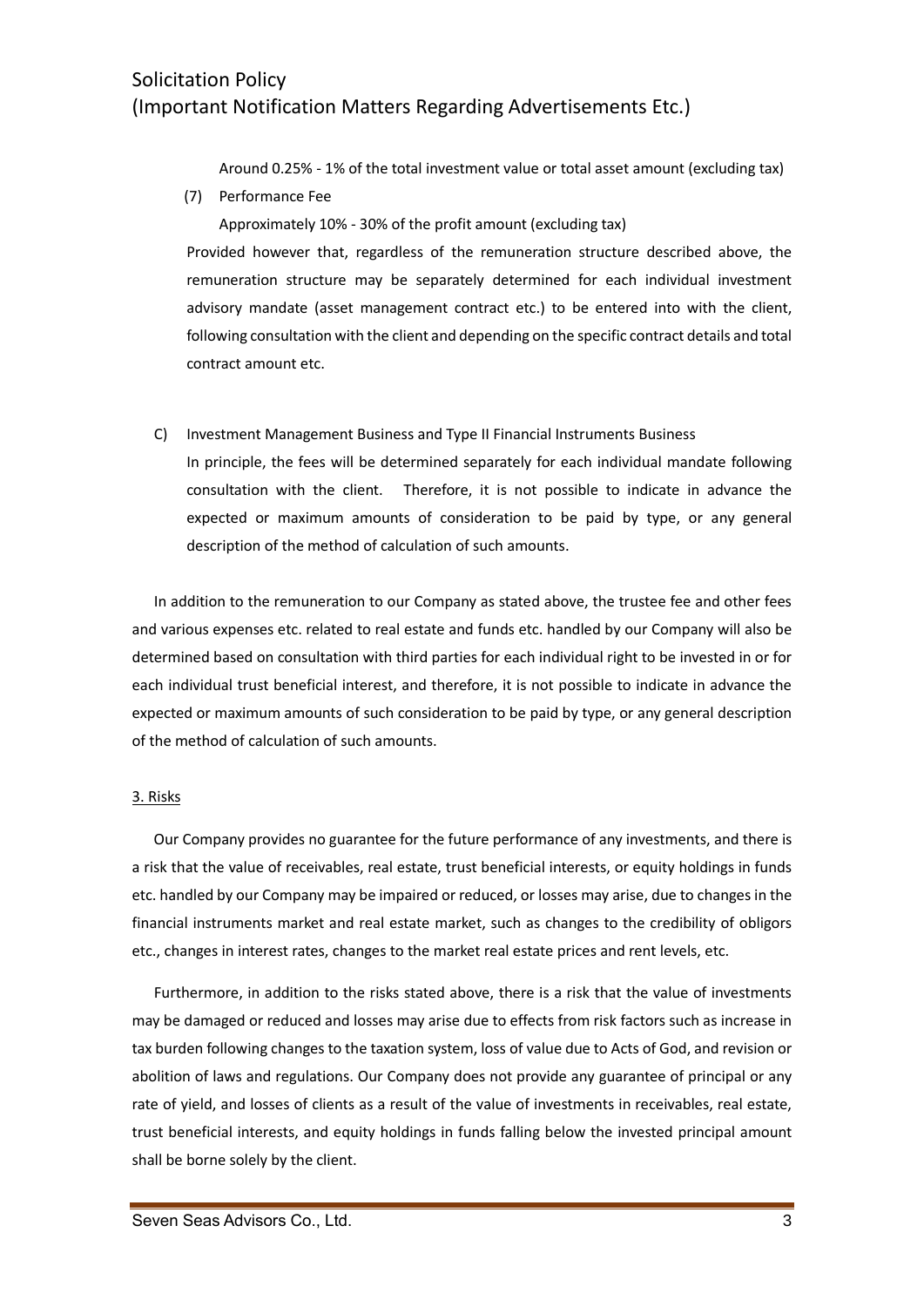Around 0.25% - 1% of the total investment value or total asset amount (excluding tax)

(7) Performance Fee

Approximately 10% - 30% of the profit amount (excluding tax)

Provided however that, regardless of the remuneration structure described above, the remuneration structure may be separately determined for each individual investment advisory mandate (asset management contract etc.) to be entered into with the client, following consultation with the client and depending on the specific contract details and total contract amount etc.

C) Investment Management Business and Type II Financial Instruments Business

In principle, the fees will be determined separately for each individual mandate following consultation with the client. Therefore, it is not possible to indicate in advance the expected or maximum amounts of consideration to be paid by type, or any general description of the method of calculation of such amounts.

In addition to the remuneration to our Company as stated above, the trustee fee and other fees and various expenses etc. related to real estate and funds etc. handled by our Company will also be determined based on consultation with third parties for each individual right to be invested in or for each individual trust beneficial interest, and therefore, it is not possible to indicate in advance the expected or maximum amounts of such consideration to be paid by type, or any general description of the method of calculation of such amounts.

## 3. Risks

Our Company provides no guarantee for the future performance of any investments, and there is a risk that the value of receivables, real estate, trust beneficial interests, or equity holdings in funds etc. handled by our Company may be impaired or reduced, or losses may arise, due to changes in the financial instruments market and real estate market, such as changes to the credibility of obligors etc., changes in interest rates, changes to the market real estate prices and rent levels, etc.

Furthermore, in addition to the risks stated above, there is a risk that the value of investments may be damaged or reduced and losses may arise due to effects from risk factors such as increase in tax burden following changes to the taxation system, loss of value due to Acts of God, and revision or abolition of laws and regulations. Our Company does not provide any guarantee of principal or any rate of yield, and losses of clients as a result of the value of investments in receivables, real estate, trust beneficial interests, and equity holdings in funds falling below the invested principal amount shall be borne solely by the client.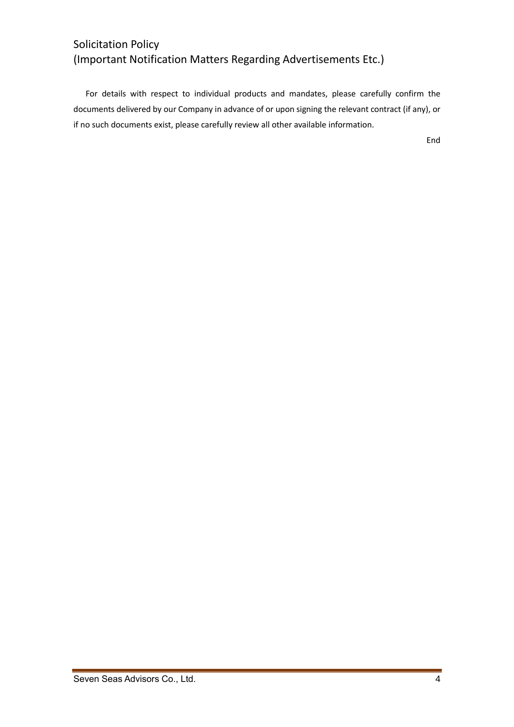## Solicitation Policy
## (Important Notification Matters Regarding Advertisements Etc.)

For details with respect to individual products and mandates, please carefully confirm the documents delivered by our Company in advance of or upon signing the relevant contract (if any), or if no such documents exist, please carefully review all other available information.

End